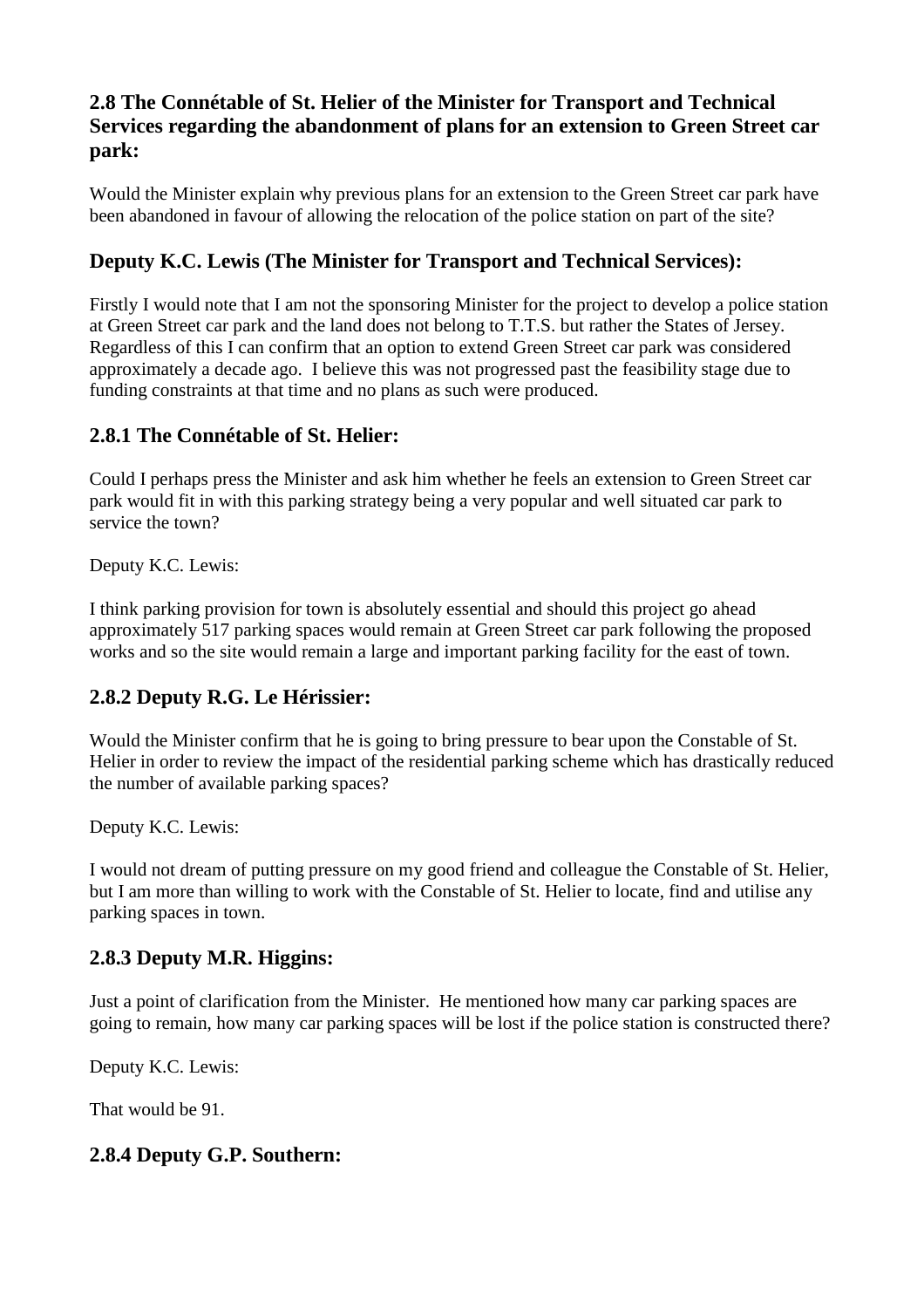### 2.8 The Connétable of St. Helier of the Minister for Transport and Technical Services regarding the abandonment of plans for an extension to Green Street car park:

Would the Minister explain why previous plans for an extension to the Green Street car park have been abandoned in favour of allowing the relocation of the police station on part of the site?

### Deputy K.C. Lewis (The Minister for Transport and Technical Services):

Firstly I would note that I am not the sponsoring Minister for the project to develop a police station at Green Street car park and the land does not belong to T.T.S. but rather the States of Jersey. Regardless of this I can confirm that an option to extend Green Street car park was considered approximately a decade ago. I believe this was not progressed past the feasibility stage due to funding constraints at that time and no plans as such were produced.

### 2.8.1 The Connétable of St. Helier:

Could I perhaps press the Minister and ask him whether he feels an extension to Green Street car park would fit in with this parking strategy being a very popular and well situated car park to service the town?

Deputy K.C. Lewis:

I think parking provision for town is absolutely essential and should this project go ahead approximately 517 parking spaces would remain at Green Street car park following the proposed works and so the site would remain a large and important parking facility for the east of town.

### 2.8.2 Deputy R.G. Le Hérissier:

Would the Minister confirm that he is going to bring pressure to bear upon the Constable of St. Helier in order to review the impact of the residential parking scheme which has drastically reduced the number of available parking spaces?

Deputy K.C. Lewis:

I would not dream of putting pressure on my good friend and colleague the Constable of St. Helier, but I am more than willing to work with the Constable of St. Helier to locate, find and utilise any parking spaces in town.

### 2.8.3 Deputy M.R. Higgins:

Just a point of clarification from the Minister. He mentioned how many car parking spaces are going to remain, how many car parking spaces will be lost if the police station is constructed there?

Deputy K.C. Lewis:

That would be 91.

### 2.8.4 Deputy G.P. Southern: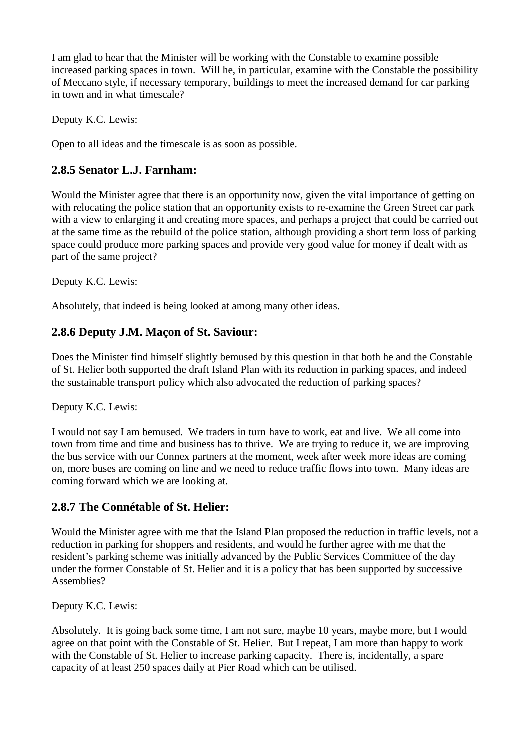I am glad to hear that the Minister will be working with the Constable to examine possible increased parking spaces in town. Will he, in particular, examine with the Constable the possibility of Meccano style, if necessary temporary, buildings to meet the increased demand for car parking in town and in what timescale?

Deputy K.C. Lewis:

Open to all ideas and the timescale is as soon as possible.

### 2.8.5 Senator L.J. Farnham:

Would the Minister agree that there is an opportunity now, given the vital importance of getting on with relocating the police station that an opportunity exists to re-examine the Green Street car park with a view to enlarging it and creating more spaces, and perhaps a project that could be carried out at the same time as the rebuild of the police station, although providing a short term loss of parking space could produce more parking spaces and provide very good value for money if dealt with as part of the same project?

Deputy K.C. Lewis:

Absolutely, that indeed is being looked at among many other ideas.

### 2.8.6 Deputy J.M. Maçon of St. Saviour:

Does the Minister find himself slightly bemused by this question in that both he and the Constable of St. Helier both supported the draft Island Plan with its reduction in parking spaces, and indeed the sustainable transport policy which also advocated the reduction of parking spaces?

Deputy K.C. Lewis:

I would not say I am bemused. We traders in turn have to work, eat and live. We all come into town from time and time and business has to thrive. We are trying to reduce it, we are improving the bus service with our Connex partners at the moment, week after week more ideas are coming on, more buses are coming on line and we need to reduce traffic flows into town. Many ideas are coming forward which we are looking at.

### 2.8.7 The Connétable of St. Helier:

Would the Minister agree with me that the Island Plan proposed the reduction in traffic levels, not a reduction in parking for shoppers and residents, and would he further agree with me that the resident's parking scheme was initially advanced by the Public Services Committee of the day under the former Constable of St. Helier and it is a policy that has been supported by successive Assemblies?

Deputy K.C. Lewis:

Absolutely. It is going back some time, I am not sure, maybe 10 years, maybe more, but I would agree on that point with the Constable of St. Helier. But I repeat, I am more than happy to work with the Constable of St. Helier to increase parking capacity. There is, incidentally, a spare capacity of at least 250 spaces daily at Pier Road which can be utilised.